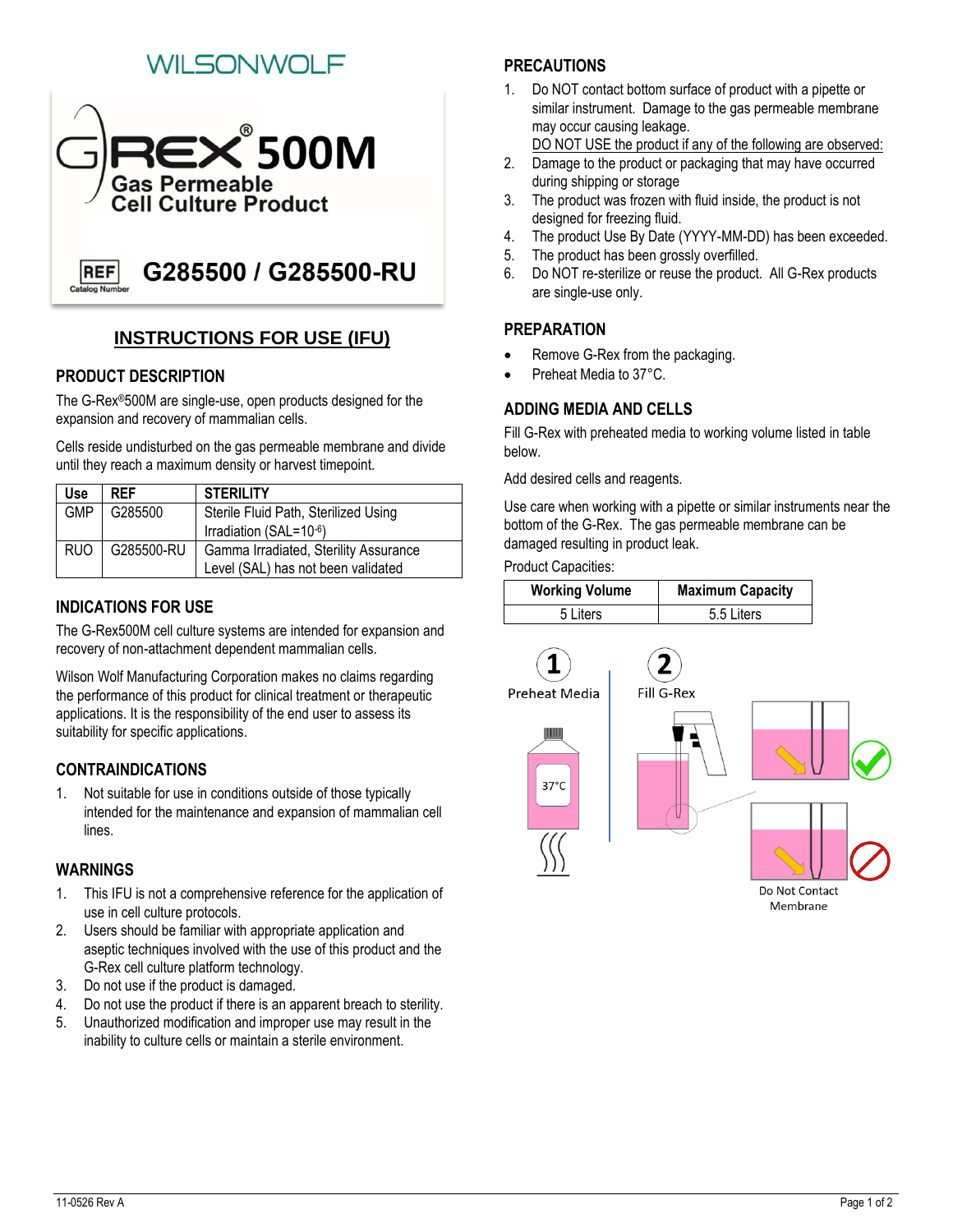WILSONWOLF

# G-REX® 500M

Gas Permeable Cell Culture Product

REF Catalog Number **G285500 / G285500-RU**

## INSTRUCTIONS FOR USE (IFU)

### PRODUCT DESCRIPTION

The G-Rex®500M are single-use, open products designed for the expansion and recovery of mammalian cells.

Cells reside undisturbed on the gas permeable membrane and divide until they reach a maximum density or harvest timepoint.

| Use | REF | STERILITY |
|---|---|---|
| GMP | G285500 | Sterile Fluid Path, Sterilized Using Irradiation (SAL=$10^{-6}$) |
| RUO | G285500-RU | Gamma Irradiated, Sterility Assurance Level (SAL) has not been validated |

### INDICATIONS FOR USE

The G-Rex500M cell culture systems are intended for expansion and recovery of non-attachment dependent mammalian cells.

Wilson Wolf Manufacturing Corporation makes no claims regarding the performance of this product for clinical treatment or therapeutic applications. It is the responsibility of the end user to assess its suitability for specific applications.

### CONTRAINDICATIONS

1. Not suitable for use in conditions outside of those typically intended for the maintenance and expansion of mammalian cell lines.

### WARNINGS

1. This IFU is not a comprehensive reference for the application of use in cell culture protocols.
2. Users should be familiar with appropriate application and aseptic techniques involved with the use of this product and the G-Rex cell culture platform technology.
3. Do not use if the product is damaged.
4. Do not use the product if there is an apparent breach to sterility.
5. Unauthorized modification and improper use may result in the inability to culture cells or maintain a sterile environment.

### PRECAUTIONS

1. Do NOT contact bottom surface of product with a pipette or similar instrument. Damage to the gas permeable membrane may occur causing leakage.
   DO NOT USE the product if any of the following are observed:
2. Damage to the product or packaging that may have occurred during shipping or storage
3. The product was frozen with fluid inside, the product is not designed for freezing fluid.
4. The product Use By Date (YYYY-MM-DD) has been exceeded.
5. The product has been grossly overfilled.
6. Do NOT re-sterilize or reuse the product. All G-Rex products are single-use only.

### PREPARATION

- Remove G-Rex from the packaging.
- Preheat Media to 37°C.

### ADDING MEDIA AND CELLS

Fill G-Rex with preheated media to working volume listed in table below.

Add desired cells and reagents.

Use care when working with a pipette or similar instruments near the bottom of the G-Rex. The gas permeable membrane can be damaged resulting in product leak.

Product Capacities:

| Working Volume | Maximum Capacity |
|---|---|
| 5 Liters | 5.5 Liters |

1 Preheat Media — 37°C

2 Fill G-Rex — Do Not Contact Membrane

11-0526 Rev A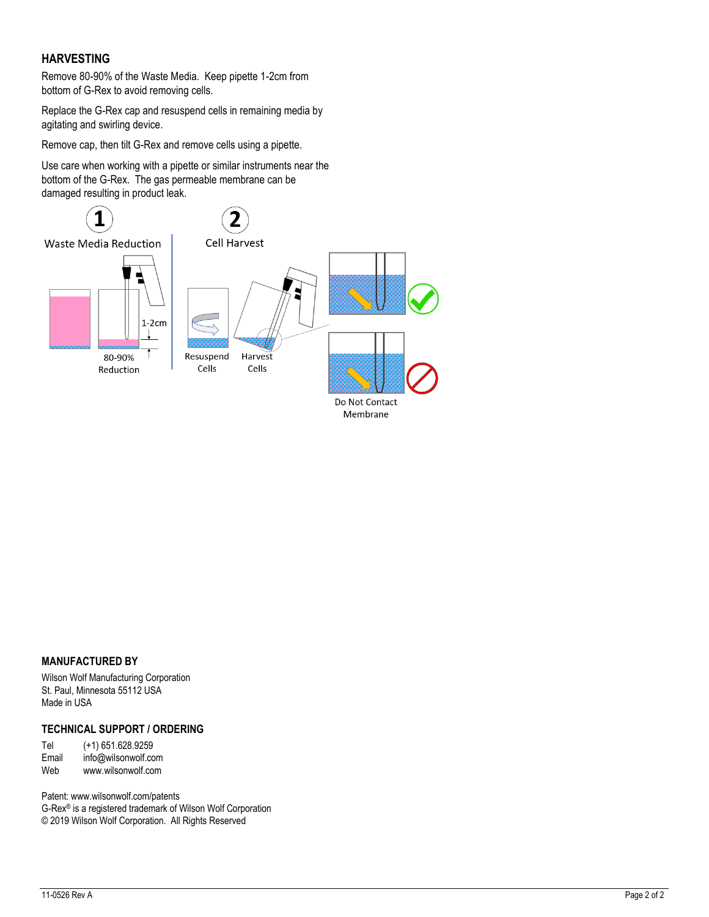## HARVESTING

Remove 80-90% of the Waste Media. Keep pipette 1-2cm from bottom of G-Rex to avoid removing cells.

Replace the G-Rex cap and resuspend cells in remaining media by agitating and swirling device.

Remove cap, then tilt G-Rex and remove cells using a pipette.

Use care when working with a pipette or similar instruments near the bottom of the G-Rex. The gas permeable membrane can be damaged resulting in product leak.

1

Waste Media Reduction

1-2cm

80-90%
Reduction

2

Cell Harvest

Resuspend
Cells

Harvest
Cells

Do Not Contact
Membrane

## MANUFACTURED BY

Wilson Wolf Manufacturing Corporation
St. Paul, Minnesota 55112 USA
Made in USA

## TECHNICAL SUPPORT / ORDERING

| | |
|---|---|
| Tel | (+1) 651.628.9259 |
| Email | info@wilsonwolf.com |
| Web | www.wilsonwolf.com |

Patent: www.wilsonwolf.com/patents
G-Rex® is a registered trademark of Wilson Wolf Corporation
© 2019 Wilson Wolf Corporation. All Rights Reserved

11-0526 Rev A